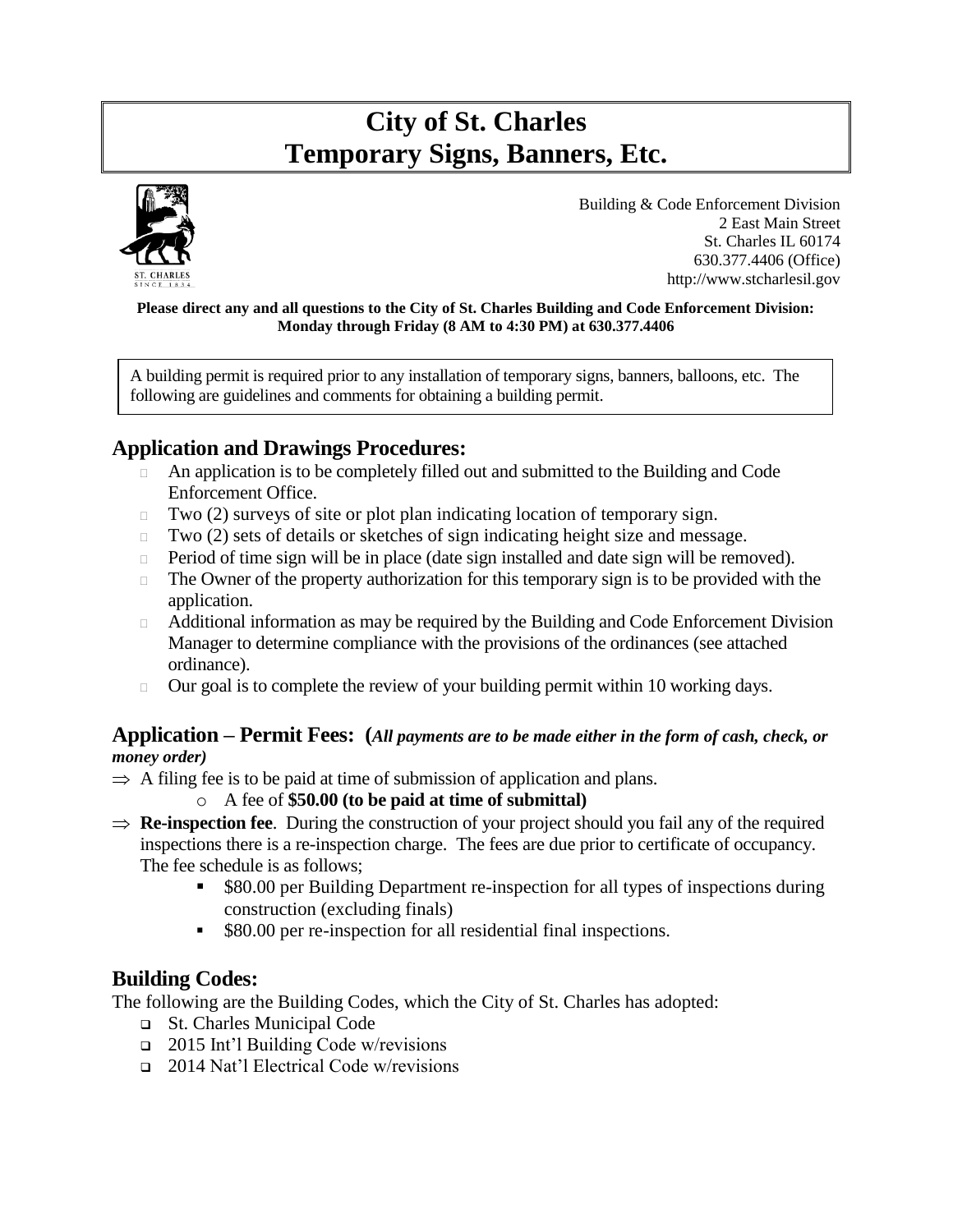# City of St. Charles Temporary Signs, Banners, Etc.

Building & Code Enforcement Division
2 East Main Street
St. Charles IL 60174
630.377.4406 (Office)
http://www.stcharlesil.gov

**Please direct any and all questions to the City of St. Charles Building and Code Enforcement Division: Monday through Friday (8 AM to 4:30 PM) at 630.377.4406**

A building permit is required prior to any installation of temporary signs, banners, balloons, etc. The following are guidelines and comments for obtaining a building permit.

## Application and Drawings Procedures:

- An application is to be completely filled out and submitted to the Building and Code Enforcement Office.
- Two (2) surveys of site or plot plan indicating location of temporary sign.
- Two (2) sets of details or sketches of sign indicating height size and message.
- Period of time sign will be in place (date sign installed and date sign will be removed).
- The Owner of the property authorization for this temporary sign is to be provided with the application.
- Additional information as may be required by the Building and Code Enforcement Division Manager to determine compliance with the provisions of the ordinances (see attached ordinance).
- Our goal is to complete the review of your building permit within 10 working days.

## Application – Permit Fees: (*All payments are to be made either in the form of cash, check, or money order)*

- A filing fee is to be paid at time of submission of application and plans.
  - A fee of **$50.00 (to be paid at time of submittal)**
- **Re-inspection fee**. During the construction of your project should you fail any of the required inspections there is a re-inspection charge. The fees are due prior to certificate of occupancy. The fee schedule is as follows;
  - $80.00 per Building Department re-inspection for all types of inspections during construction (excluding finals)
  - $80.00 per re-inspection for all residential final inspections.

## Building Codes:

The following are the Building Codes, which the City of St. Charles has adopted:

- St. Charles Municipal Code
- 2015 Int'l Building Code w/revisions
- 2014 Nat'l Electrical Code w/revisions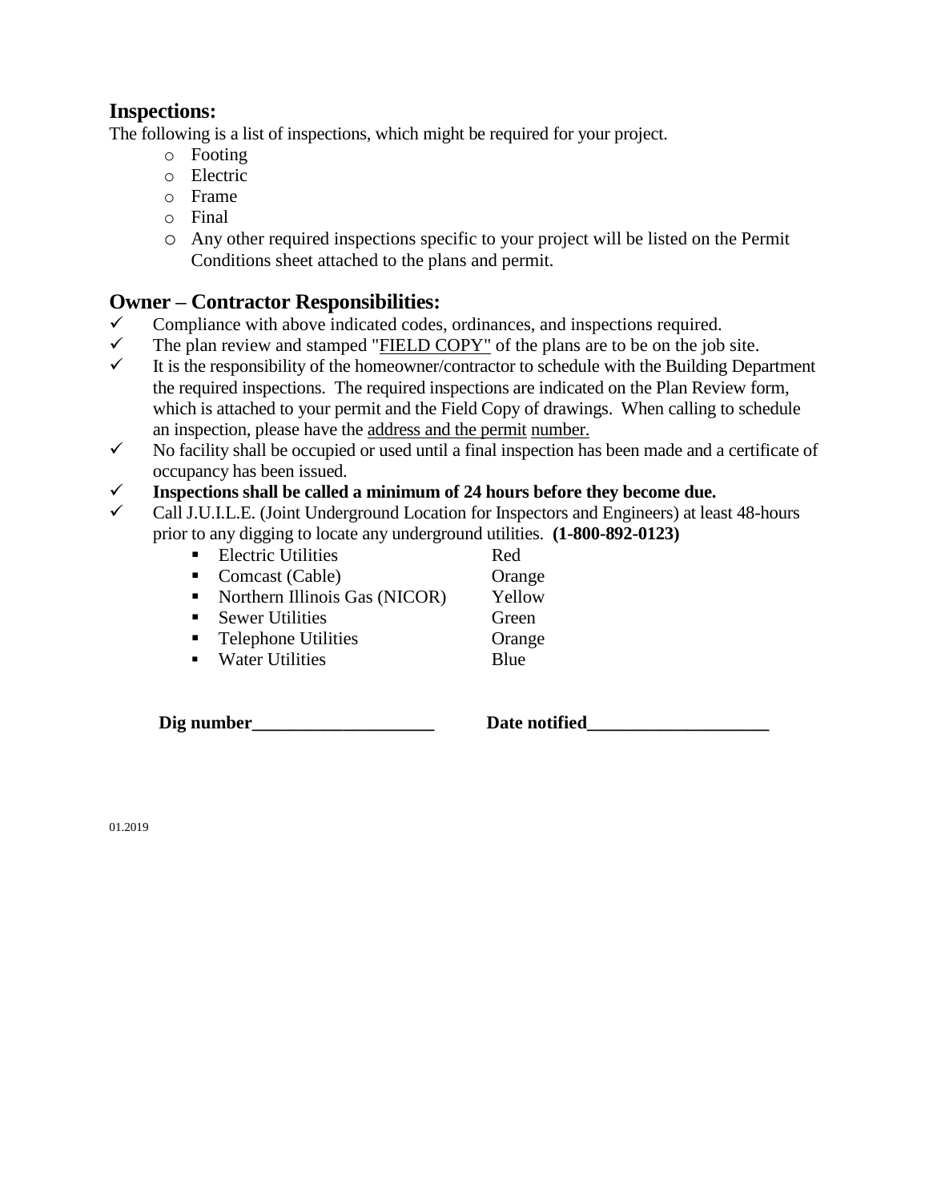## Inspections:

The following is a list of inspections, which might be required for your project.

- Footing
- Electric
- Frame
- Final
- Any other required inspections specific to your project will be listed on the Permit Conditions sheet attached to the plans and permit.

## Owner – Contractor Responsibilities:

- ✓ Compliance with above indicated codes, ordinances, and inspections required.
- ✓ The plan review and stamped "FIELD COPY" of the plans are to be on the job site.
- ✓ It is the responsibility of the homeowner/contractor to schedule with the Building Department the required inspections. The required inspections are indicated on the Plan Review form, which is attached to your permit and the Field Copy of drawings. When calling to schedule an inspection, please have the address and the permit number.
- ✓ No facility shall be occupied or used until a final inspection has been made and a certificate of occupancy has been issued.
- ✓ **Inspections shall be called a minimum of 24 hours before they become due.**
- ✓ Call J.U.I.L.E. (Joint Underground Location for Inspectors and Engineers) at least 48-hours prior to any digging to locate any underground utilities. **(1-800-892-0123)**
  - Electric Utilities — Red
  - Comcast (Cable) — Orange
  - Northern Illinois Gas (NICOR) — Yellow
  - Sewer Utilities — Green
  - Telephone Utilities — Orange
  - Water Utilities — Blue

**Dig number**____________________ **Date notified**____________________

01.2019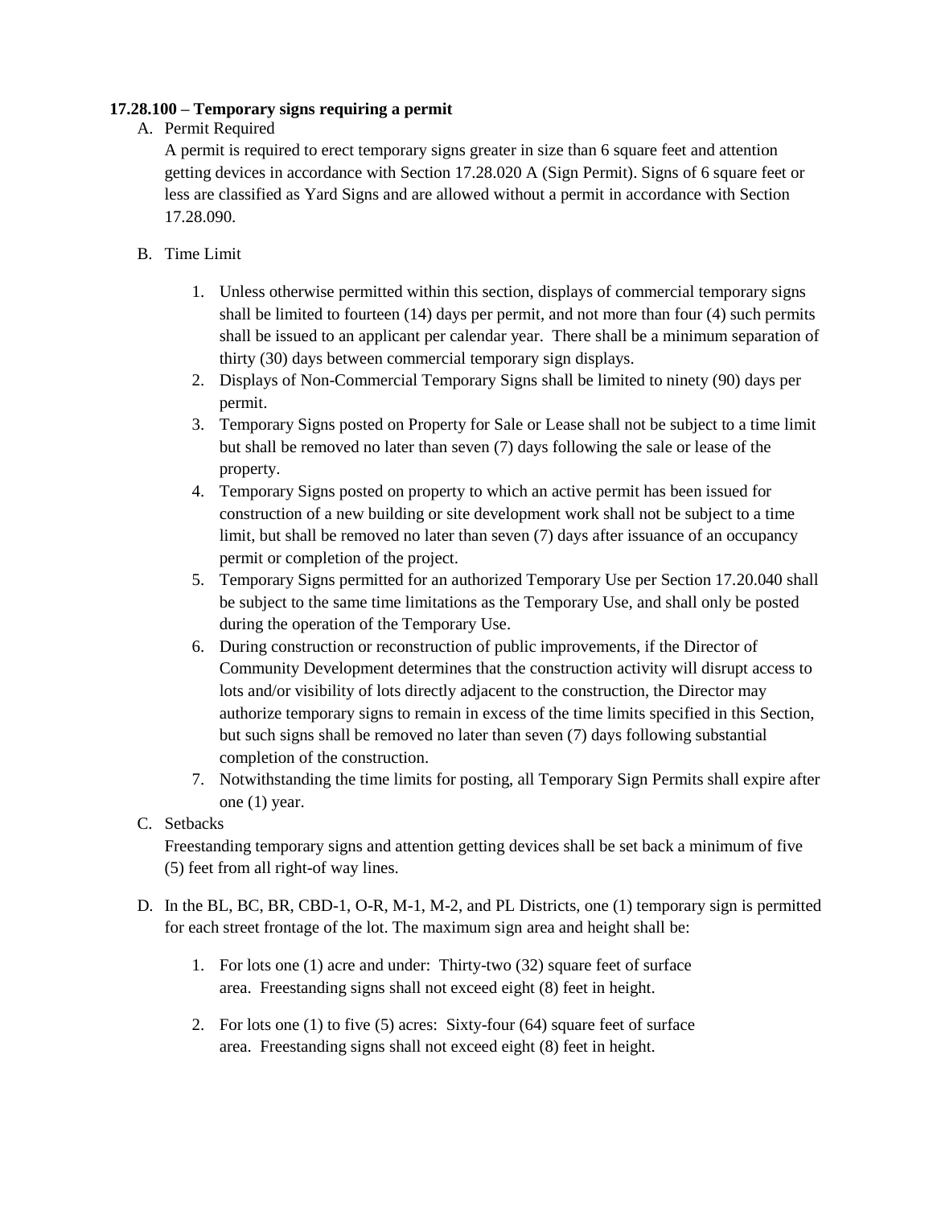**17.28.100 – Temporary signs requiring a permit**

A. Permit Required

   A permit is required to erect temporary signs greater in size than 6 square feet and attention getting devices in accordance with Section 17.28.020 A (Sign Permit). Signs of 6 square feet or less are classified as Yard Signs and are allowed without a permit in accordance with Section 17.28.090.

B. Time Limit

   1. Unless otherwise permitted within this section, displays of commercial temporary signs shall be limited to fourteen (14) days per permit, and not more than four (4) such permits shall be issued to an applicant per calendar year. There shall be a minimum separation of thirty (30) days between commercial temporary sign displays.
   2. Displays of Non-Commercial Temporary Signs shall be limited to ninety (90) days per permit.
   3. Temporary Signs posted on Property for Sale or Lease shall not be subject to a time limit but shall be removed no later than seven (7) days following the sale or lease of the property.
   4. Temporary Signs posted on property to which an active permit has been issued for construction of a new building or site development work shall not be subject to a time limit, but shall be removed no later than seven (7) days after issuance of an occupancy permit or completion of the project.
   5. Temporary Signs permitted for an authorized Temporary Use per Section 17.20.040 shall be subject to the same time limitations as the Temporary Use, and shall only be posted during the operation of the Temporary Use.
   6. During construction or reconstruction of public improvements, if the Director of Community Development determines that the construction activity will disrupt access to lots and/or visibility of lots directly adjacent to the construction, the Director may authorize temporary signs to remain in excess of the time limits specified in this Section, but such signs shall be removed no later than seven (7) days following substantial completion of the construction.
   7. Notwithstanding the time limits for posting, all Temporary Sign Permits shall expire after one (1) year.

C. Setbacks

   Freestanding temporary signs and attention getting devices shall be set back a minimum of five (5) feet from all right-of way lines.

D. In the BL, BC, BR, CBD-1, O-R, M-1, M-2, and PL Districts, one (1) temporary sign is permitted for each street frontage of the lot. The maximum sign area and height shall be:

   1. For lots one (1) acre and under: Thirty-two (32) square feet of surface area. Freestanding signs shall not exceed eight (8) feet in height.

   2. For lots one (1) to five (5) acres: Sixty-four (64) square feet of surface area. Freestanding signs shall not exceed eight (8) feet in height.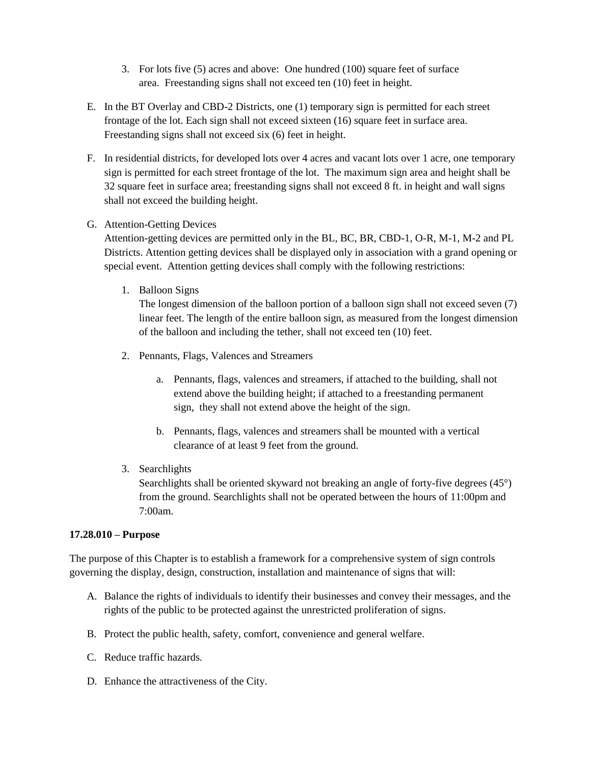3. For lots five (5) acres and above: One hundred (100) square feet of surface area. Freestanding signs shall not exceed ten (10) feet in height.

E. In the BT Overlay and CBD-2 Districts, one (1) temporary sign is permitted for each street frontage of the lot. Each sign shall not exceed sixteen (16) square feet in surface area. Freestanding signs shall not exceed six (6) feet in height.

F. In residential districts, for developed lots over 4 acres and vacant lots over 1 acre, one temporary sign is permitted for each street frontage of the lot. The maximum sign area and height shall be 32 square feet in surface area; freestanding signs shall not exceed 8 ft. in height and wall signs shall not exceed the building height.

G. Attention-Getting Devices
   Attention-getting devices are permitted only in the BL, BC, BR, CBD-1, O-R, M-1, M-2 and PL Districts. Attention getting devices shall be displayed only in association with a grand opening or special event. Attention getting devices shall comply with the following restrictions:

   1. Balloon Signs
      The longest dimension of the balloon portion of a balloon sign shall not exceed seven (7) linear feet. The length of the entire balloon sign, as measured from the longest dimension of the balloon and including the tether, shall not exceed ten (10) feet.

   2. Pennants, Flags, Valences and Streamers

      a. Pennants, flags, valences and streamers, if attached to the building, shall not extend above the building height; if attached to a freestanding permanent sign, they shall not extend above the height of the sign.

      b. Pennants, flags, valences and streamers shall be mounted with a vertical clearance of at least 9 feet from the ground.

   3. Searchlights
      Searchlights shall be oriented skyward not breaking an angle of forty-five degrees (45°) from the ground. Searchlights shall not be operated between the hours of 11:00pm and 7:00am.

**17.28.010 – Purpose**

The purpose of this Chapter is to establish a framework for a comprehensive system of sign controls governing the display, design, construction, installation and maintenance of signs that will:

A. Balance the rights of individuals to identify their businesses and convey their messages, and the rights of the public to be protected against the unrestricted proliferation of signs.

B. Protect the public health, safety, comfort, convenience and general welfare.

C. Reduce traffic hazards.

D. Enhance the attractiveness of the City.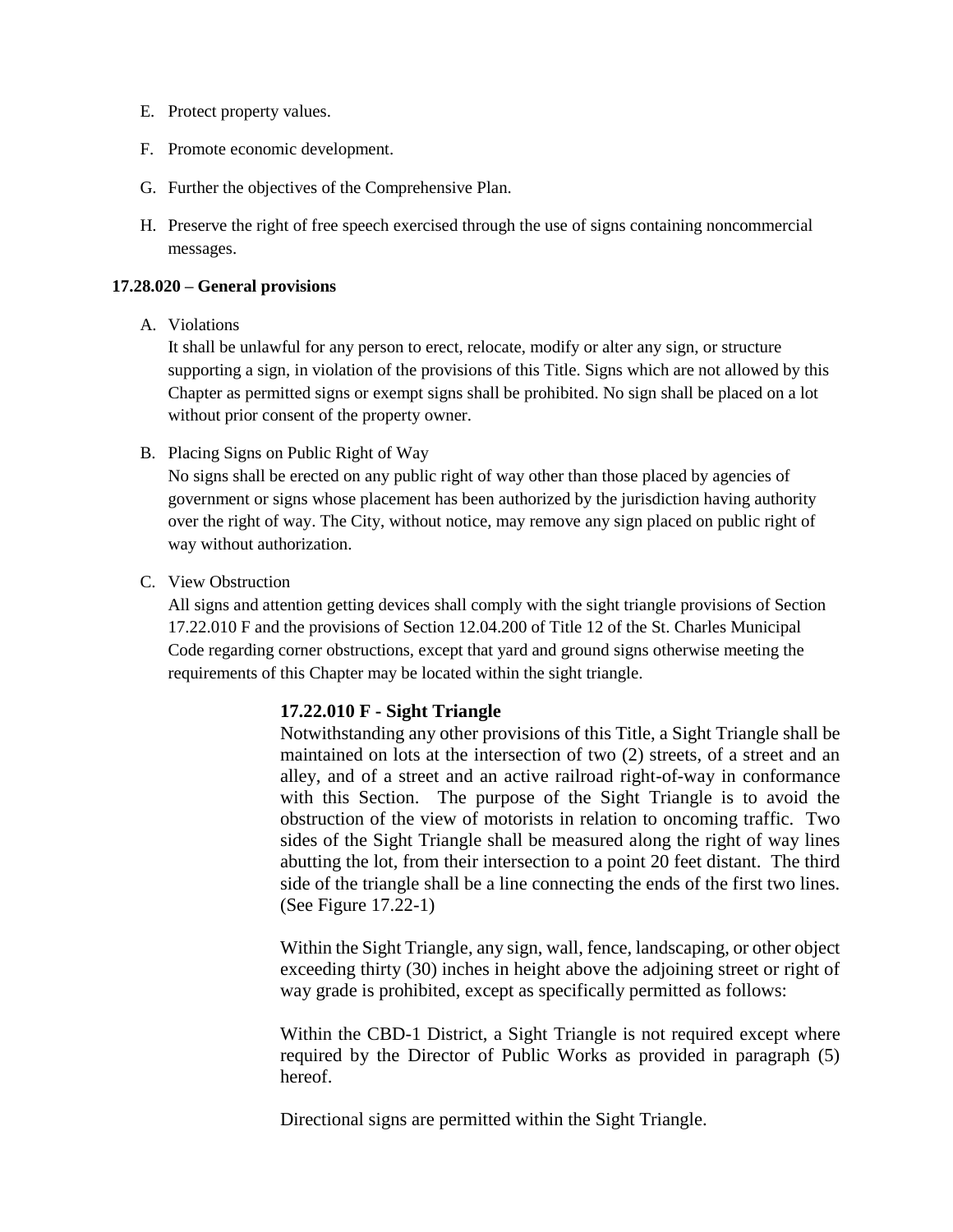E. Protect property values.

F. Promote economic development.

G. Further the objectives of the Comprehensive Plan.

H. Preserve the right of free speech exercised through the use of signs containing noncommercial messages.

**17.28.020 – General provisions**

A. Violations

It shall be unlawful for any person to erect, relocate, modify or alter any sign, or structure supporting a sign, in violation of the provisions of this Title. Signs which are not allowed by this Chapter as permitted signs or exempt signs shall be prohibited. No sign shall be placed on a lot without prior consent of the property owner.

B. Placing Signs on Public Right of Way

No signs shall be erected on any public right of way other than those placed by agencies of government or signs whose placement has been authorized by the jurisdiction having authority over the right of way. The City, without notice, may remove any sign placed on public right of way without authorization.

C. View Obstruction

All signs and attention getting devices shall comply with the sight triangle provisions of Section 17.22.010 F and the provisions of Section 12.04.200 of Title 12 of the St. Charles Municipal Code regarding corner obstructions, except that yard and ground signs otherwise meeting the requirements of this Chapter may be located within the sight triangle.

> **17.22.010 F - Sight Triangle**
>
> Notwithstanding any other provisions of this Title, a Sight Triangle shall be maintained on lots at the intersection of two (2) streets, of a street and an alley, and of a street and an active railroad right-of-way in conformance with this Section. The purpose of the Sight Triangle is to avoid the obstruction of the view of motorists in relation to oncoming traffic. Two sides of the Sight Triangle shall be measured along the right of way lines abutting the lot, from their intersection to a point 20 feet distant. The third side of the triangle shall be a line connecting the ends of the first two lines. (See Figure 17.22-1)
>
> Within the Sight Triangle, any sign, wall, fence, landscaping, or other object exceeding thirty (30) inches in height above the adjoining street or right of way grade is prohibited, except as specifically permitted as follows:
>
> Within the CBD-1 District, a Sight Triangle is not required except where required by the Director of Public Works as provided in paragraph (5) hereof.
>
> Directional signs are permitted within the Sight Triangle.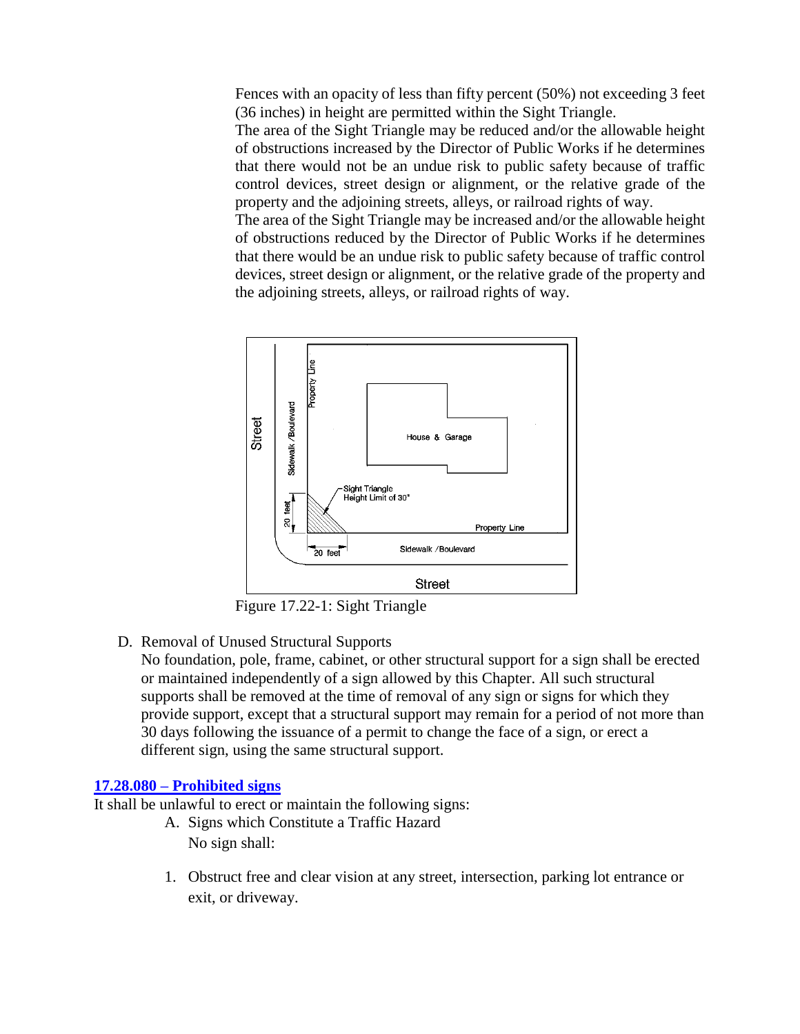Fences with an opacity of less than fifty percent (50%) not exceeding 3 feet (36 inches) in height are permitted within the Sight Triangle.

The area of the Sight Triangle may be reduced and/or the allowable height of obstructions increased by the Director of Public Works if he determines that there would not be an undue risk to public safety because of traffic control devices, street design or alignment, or the relative grade of the property and the adjoining streets, alleys, or railroad rights of way.

The area of the Sight Triangle may be increased and/or the allowable height of obstructions reduced by the Director of Public Works if he determines that there would be an undue risk to public safety because of traffic control devices, street design or alignment, or the relative grade of the property and the adjoining streets, alleys, or railroad rights of way.

Street
Sidewalk /Boulevard
Property Line
House & Garage
Sight Triangle
Height Limit of 30"
20 feet
Property Line
20 feet
Sidewalk /Boulevard
Street

Figure 17.22-1: Sight Triangle

D. Removal of Unused Structural Supports

No foundation, pole, frame, cabinet, or other structural support for a sign shall be erected or maintained independently of a sign allowed by this Chapter. All such structural supports shall be removed at the time of removal of any sign or signs for which they provide support, except that a structural support may remain for a period of not more than 30 days following the issuance of a permit to change the face of a sign, or erect a different sign, using the same structural support.

### 17.28.080 – Prohibited signs

It shall be unlawful to erect or maintain the following signs:

A. Signs which Constitute a Traffic Hazard

No sign shall:

1. Obstruct free and clear vision at any street, intersection, parking lot entrance or exit, or driveway.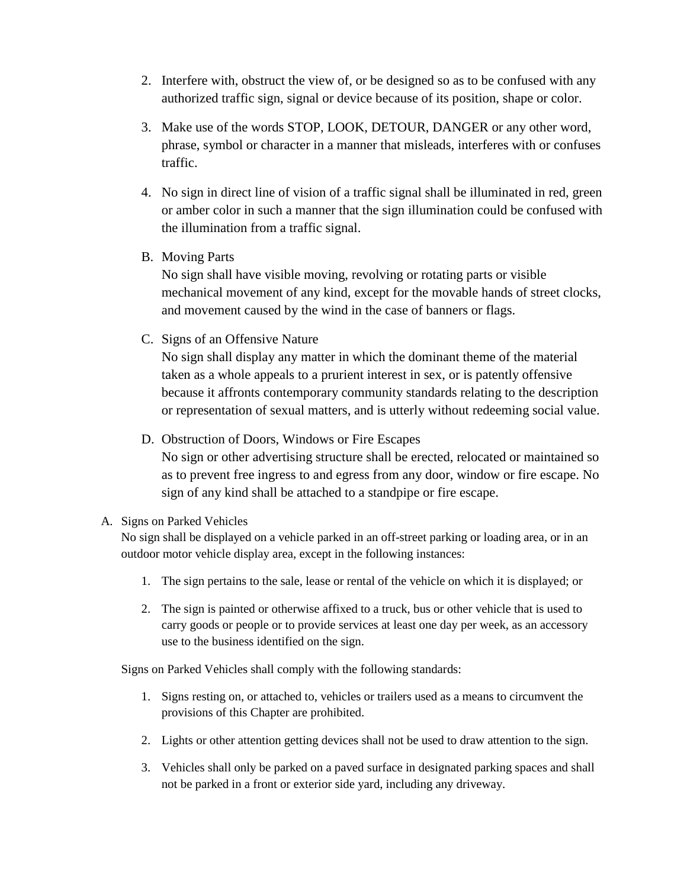2. Interfere with, obstruct the view of, or be designed so as to be confused with any authorized traffic sign, signal or device because of its position, shape or color.

3. Make use of the words STOP, LOOK, DETOUR, DANGER or any other word, phrase, symbol or character in a manner that misleads, interferes with or confuses traffic.

4. No sign in direct line of vision of a traffic signal shall be illuminated in red, green or amber color in such a manner that the sign illumination could be confused with the illumination from a traffic signal.

B. Moving Parts

No sign shall have visible moving, revolving or rotating parts or visible mechanical movement of any kind, except for the movable hands of street clocks, and movement caused by the wind in the case of banners or flags.

C. Signs of an Offensive Nature

No sign shall display any matter in which the dominant theme of the material taken as a whole appeals to a prurient interest in sex, or is patently offensive because it affronts contemporary community standards relating to the description or representation of sexual matters, and is utterly without redeeming social value.

D. Obstruction of Doors, Windows or Fire Escapes

No sign or other advertising structure shall be erected, relocated or maintained so as to prevent free ingress to and egress from any door, window or fire escape. No sign of any kind shall be attached to a standpipe or fire escape.

A. Signs on Parked Vehicles

No sign shall be displayed on a vehicle parked in an off-street parking or loading area, or in an outdoor motor vehicle display area, except in the following instances:

1. The sign pertains to the sale, lease or rental of the vehicle on which it is displayed; or

2. The sign is painted or otherwise affixed to a truck, bus or other vehicle that is used to carry goods or people or to provide services at least one day per week, as an accessory use to the business identified on the sign.

Signs on Parked Vehicles shall comply with the following standards:

1. Signs resting on, or attached to, vehicles or trailers used as a means to circumvent the provisions of this Chapter are prohibited.

2. Lights or other attention getting devices shall not be used to draw attention to the sign.

3. Vehicles shall only be parked on a paved surface in designated parking spaces and shall not be parked in a front or exterior side yard, including any driveway.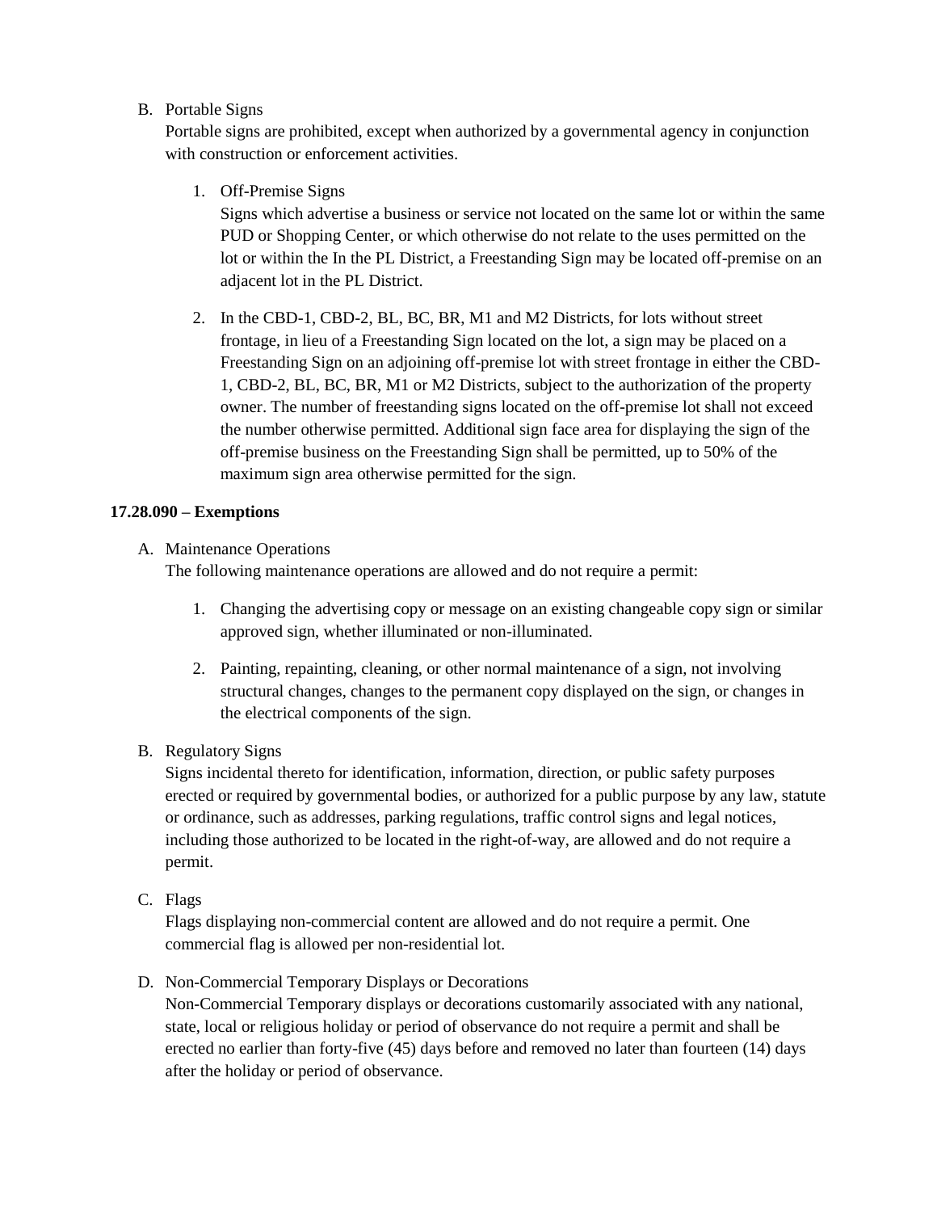B. Portable Signs

   Portable signs are prohibited, except when authorized by a governmental agency in conjunction with construction or enforcement activities.

   1. Off-Premise Signs

      Signs which advertise a business or service not located on the same lot or within the same PUD or Shopping Center, or which otherwise do not relate to the uses permitted on the lot or within the In the PL District, a Freestanding Sign may be located off-premise on an adjacent lot in the PL District.

   2. In the CBD-1, CBD-2, BL, BC, BR, M1 and M2 Districts, for lots without street frontage, in lieu of a Freestanding Sign located on the lot, a sign may be placed on a Freestanding Sign on an adjoining off-premise lot with street frontage in either the CBD-1, CBD-2, BL, BC, BR, M1 or M2 Districts, subject to the authorization of the property owner. The number of freestanding signs located on the off-premise lot shall not exceed the number otherwise permitted. Additional sign face area for displaying the sign of the off-premise business on the Freestanding Sign shall be permitted, up to 50% of the maximum sign area otherwise permitted for the sign.

**17.28.090 – Exemptions**

A. Maintenance Operations

   The following maintenance operations are allowed and do not require a permit:

   1. Changing the advertising copy or message on an existing changeable copy sign or similar approved sign, whether illuminated or non-illuminated.

   2. Painting, repainting, cleaning, or other normal maintenance of a sign, not involving structural changes, changes to the permanent copy displayed on the sign, or changes in the electrical components of the sign.

B. Regulatory Signs

   Signs incidental thereto for identification, information, direction, or public safety purposes erected or required by governmental bodies, or authorized for a public purpose by any law, statute or ordinance, such as addresses, parking regulations, traffic control signs and legal notices, including those authorized to be located in the right-of-way, are allowed and do not require a permit.

C. Flags

   Flags displaying non-commercial content are allowed and do not require a permit. One commercial flag is allowed per non-residential lot.

D. Non-Commercial Temporary Displays or Decorations

   Non-Commercial Temporary displays or decorations customarily associated with any national, state, local or religious holiday or period of observance do not require a permit and shall be erected no earlier than forty-five (45) days before and removed no later than fourteen (14) days after the holiday or period of observance.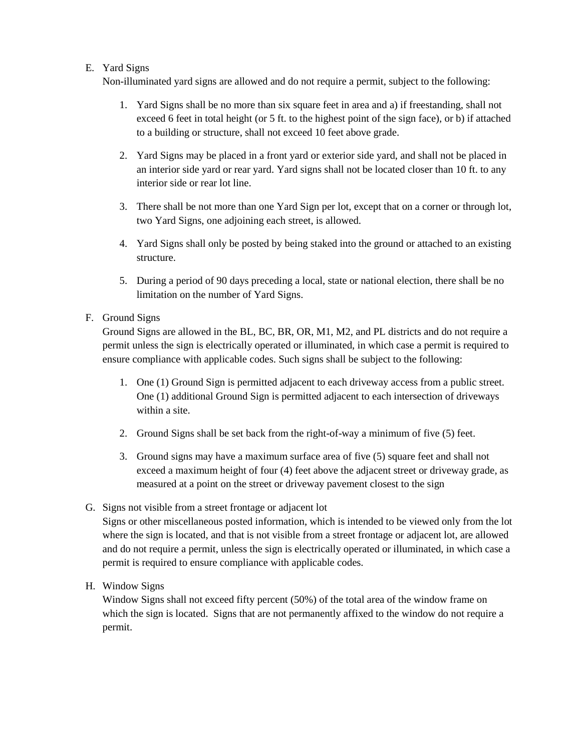E. Yard Signs

Non-illuminated yard signs are allowed and do not require a permit, subject to the following:

1. Yard Signs shall be no more than six square feet in area and a) if freestanding, shall not exceed 6 feet in total height (or 5 ft. to the highest point of the sign face), or b) if attached to a building or structure, shall not exceed 10 feet above grade.
2. Yard Signs may be placed in a front yard or exterior side yard, and shall not be placed in an interior side yard or rear yard. Yard signs shall not be located closer than 10 ft. to any interior side or rear lot line.
3. There shall be not more than one Yard Sign per lot, except that on a corner or through lot, two Yard Signs, one adjoining each street, is allowed.
4. Yard Signs shall only be posted by being staked into the ground or attached to an existing structure.
5. During a period of 90 days preceding a local, state or national election, there shall be no limitation on the number of Yard Signs.

F. Ground Signs

Ground Signs are allowed in the BL, BC, BR, OR, M1, M2, and PL districts and do not require a permit unless the sign is electrically operated or illuminated, in which case a permit is required to ensure compliance with applicable codes. Such signs shall be subject to the following:

1. One (1) Ground Sign is permitted adjacent to each driveway access from a public street. One (1) additional Ground Sign is permitted adjacent to each intersection of driveways within a site.
2. Ground Signs shall be set back from the right-of-way a minimum of five (5) feet.
3. Ground signs may have a maximum surface area of five (5) square feet and shall not exceed a maximum height of four (4) feet above the adjacent street or driveway grade, as measured at a point on the street or driveway pavement closest to the sign

G. Signs not visible from a street frontage or adjacent lot

Signs or other miscellaneous posted information, which is intended to be viewed only from the lot where the sign is located, and that is not visible from a street frontage or adjacent lot, are allowed and do not require a permit, unless the sign is electrically operated or illuminated, in which case a permit is required to ensure compliance with applicable codes.

H. Window Signs

Window Signs shall not exceed fifty percent (50%) of the total area of the window frame on which the sign is located. Signs that are not permanently affixed to the window do not require a permit.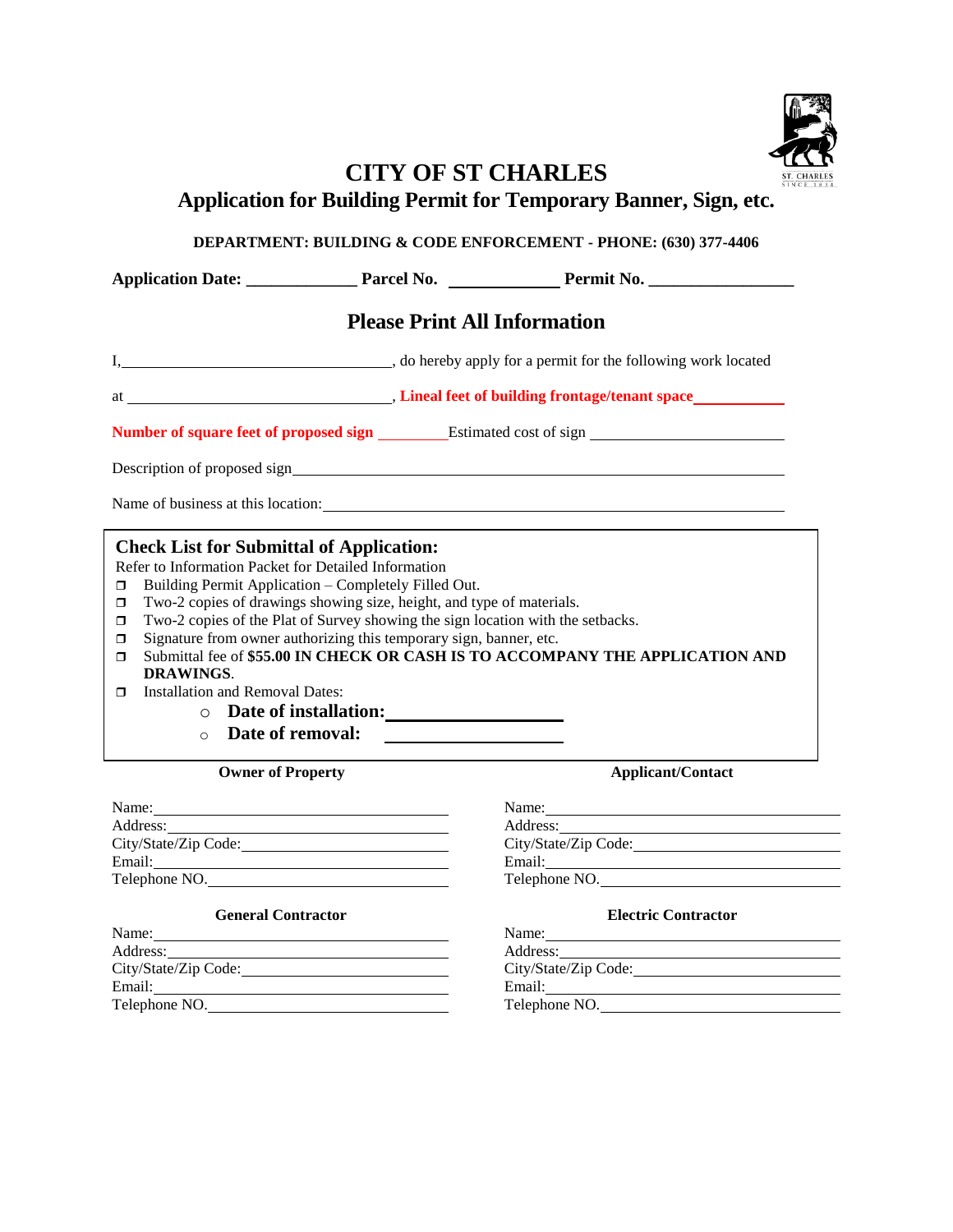# CITY OF ST CHARLES

## Application for Building Permit for Temporary Banner, Sign, etc.

**DEPARTMENT: BUILDING & CODE ENFORCEMENT - PHONE: (630) 377-4406**

**Application Date:** _____________ **Parcel No.** _____________ **Permit No.** _________________

### Please Print All Information

I,_________________________________, do hereby apply for a permit for the following work located

at _________________________________, **Lineal feet of building frontage/tenant space**___________

**Number of square feet of proposed sign** _________ Estimated cost of sign ________________________

Description of proposed sign_______________________________________________________________

Name of business at this location:___________________________________________________________

**Check List for Submittal of Application:**

Refer to Information Packet for Detailed Information

- ☐ Building Permit Application – Completely Filled Out.
- ☐ Two-2 copies of drawings showing size, height, and type of materials.
- ☐ Two-2 copies of the Plat of Survey showing the sign location with the setbacks.
- ☐ Signature from owner authorizing this temporary sign, banner, etc.
- ☐ Submittal fee of **$55.00 IN CHECK OR CASH IS TO ACCOMPANY THE APPLICATION AND DRAWINGS**.
- ☐ Installation and Removal Dates:
  - **Date of installation:** ____________________
  - **Date of removal:** ____________________

**Owner of Property**

Name:_________________________________
Address:_______________________________
City/State/Zip Code:_____________________
Email:_________________________________
Telephone NO.__________________________

**Applicant/Contact**

Name:_________________________________
Address:_______________________________
City/State/Zip Code:_____________________
Email:_________________________________
Telephone NO.__________________________

**General Contractor**

Name:_________________________________
Address:_______________________________
City/State/Zip Code:_____________________
Email:_________________________________
Telephone NO.__________________________

**Electric Contractor**

Name:_________________________________
Address:_______________________________
City/State/Zip Code:_____________________
Email:_________________________________
Telephone NO.__________________________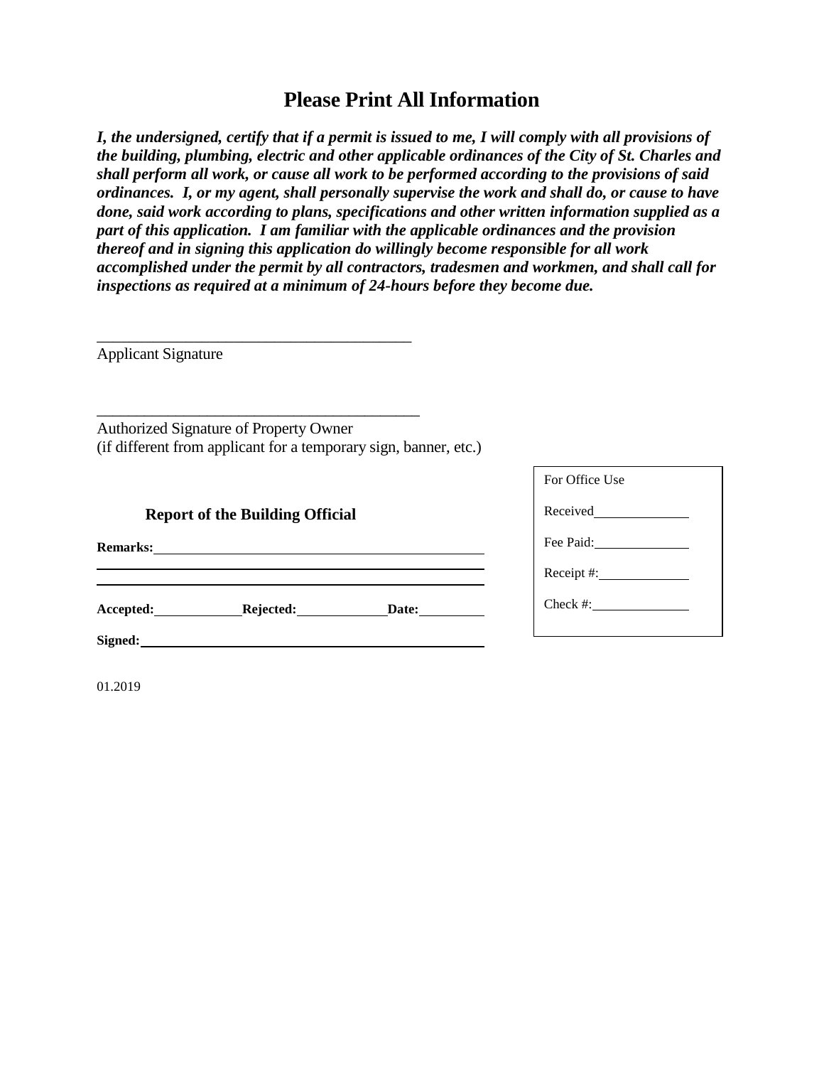# Please Print All Information

***I, the undersigned, certify that if a permit is issued to me, I will comply with all provisions of the building, plumbing, electric and other applicable ordinances of the City of St. Charles and shall perform all work, or cause all work to be performed according to the provisions of said ordinances. I, or my agent, shall personally supervise the work and shall do, or cause to have done, said work according to plans, specifications and other written information supplied as a part of this application. I am familiar with the applicable ordinances and the provision thereof and in signing this application do willingly become responsible for all work accomplished under the permit by all contractors, tradesmen and workmen, and shall call for inspections as required at a minimum of 24-hours before they become due.***

_________________________________________
Applicant Signature

_________________________________________
Authorized Signature of Property Owner
(if different from applicant for a temporary sign, banner, etc.)

### Report of the Building Official

**Remarks:** _______________________________________________

_______________________________________________________

_______________________________________________________

**Accepted:** ____________ **Rejected:** ____________ **Date:** __________

**Signed:** _______________________________________________

For Office Use

Received ______________

Fee Paid: ______________

Receipt #: ______________

Check #: ______________

01.2019